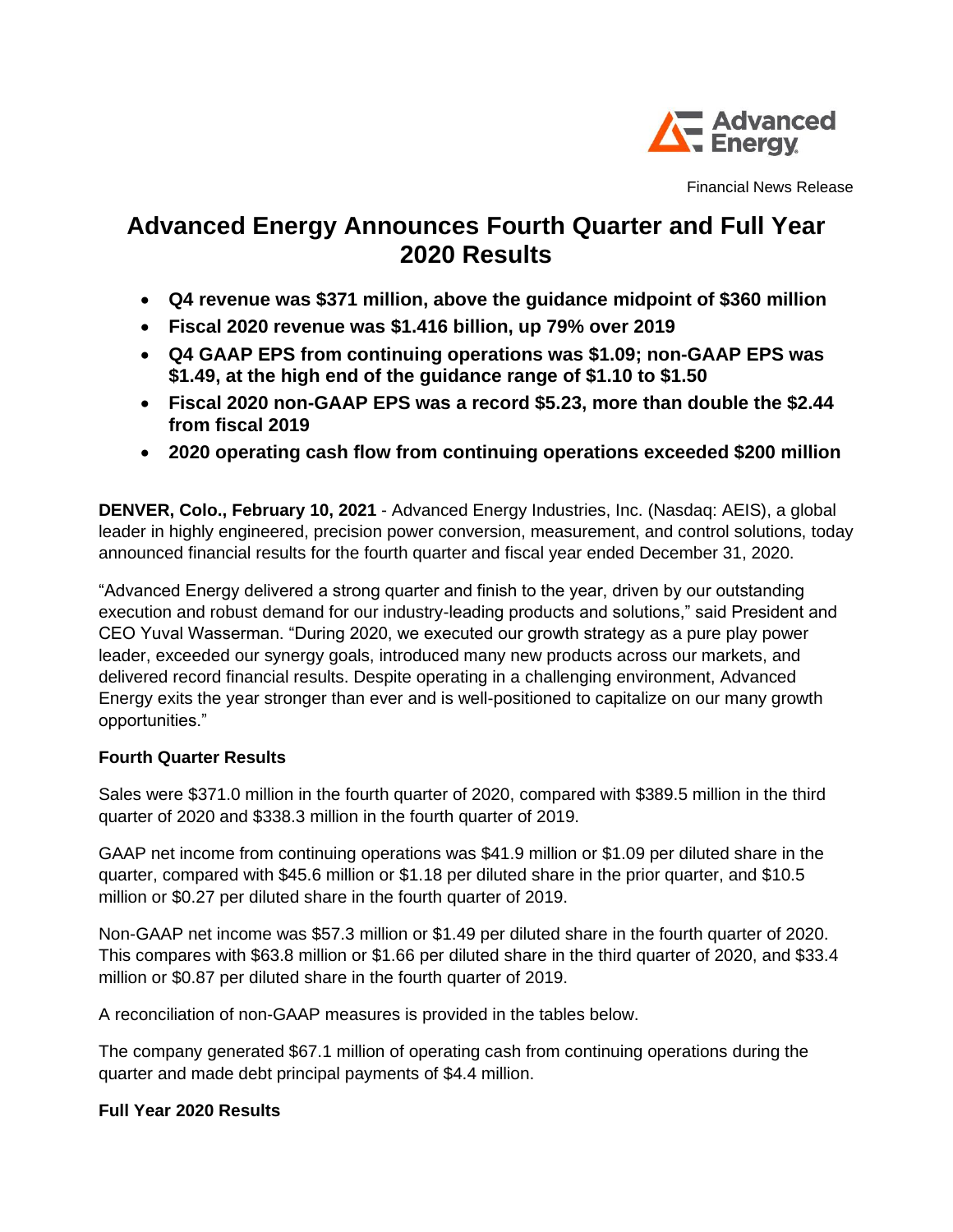Advanced Energy

Financial News Release

# Advanced Energy Announces Fourth Quarter and Full Year 2020 Results

- **Q4 revenue was $371 million, above the guidance midpoint of $360 million**
- **Fiscal 2020 revenue was $1.416 billion, up 79% over 2019**
- **Q4 GAAP EPS from continuing operations was $1.09; non-GAAP EPS was $1.49, at the high end of the guidance range of $1.10 to $1.50**
- **Fiscal 2020 non-GAAP EPS was a record $5.23, more than double the $2.44 from fiscal 2019**
- **2020 operating cash flow from continuing operations exceeded $200 million**

**DENVER, Colo., February 10, 2021** - Advanced Energy Industries, Inc. (Nasdaq: AEIS), a global leader in highly engineered, precision power conversion, measurement, and control solutions, today announced financial results for the fourth quarter and fiscal year ended December 31, 2020.

"Advanced Energy delivered a strong quarter and finish to the year, driven by our outstanding execution and robust demand for our industry-leading products and solutions," said President and CEO Yuval Wasserman. "During 2020, we executed our growth strategy as a pure play power leader, exceeded our synergy goals, introduced many new products across our markets, and delivered record financial results. Despite operating in a challenging environment, Advanced Energy exits the year stronger than ever and is well-positioned to capitalize on our many growth opportunities."

**Fourth Quarter Results**

Sales were $371.0 million in the fourth quarter of 2020, compared with $389.5 million in the third quarter of 2020 and $338.3 million in the fourth quarter of 2019.

GAAP net income from continuing operations was $41.9 million or $1.09 per diluted share in the quarter, compared with $45.6 million or $1.18 per diluted share in the prior quarter, and $10.5 million or $0.27 per diluted share in the fourth quarter of 2019.

Non-GAAP net income was $57.3 million or $1.49 per diluted share in the fourth quarter of 2020. This compares with $63.8 million or $1.66 per diluted share in the third quarter of 2020, and $33.4 million or $0.87 per diluted share in the fourth quarter of 2019.

A reconciliation of non-GAAP measures is provided in the tables below.

The company generated $67.1 million of operating cash from continuing operations during the quarter and made debt principal payments of $4.4 million.

**Full Year 2020 Results**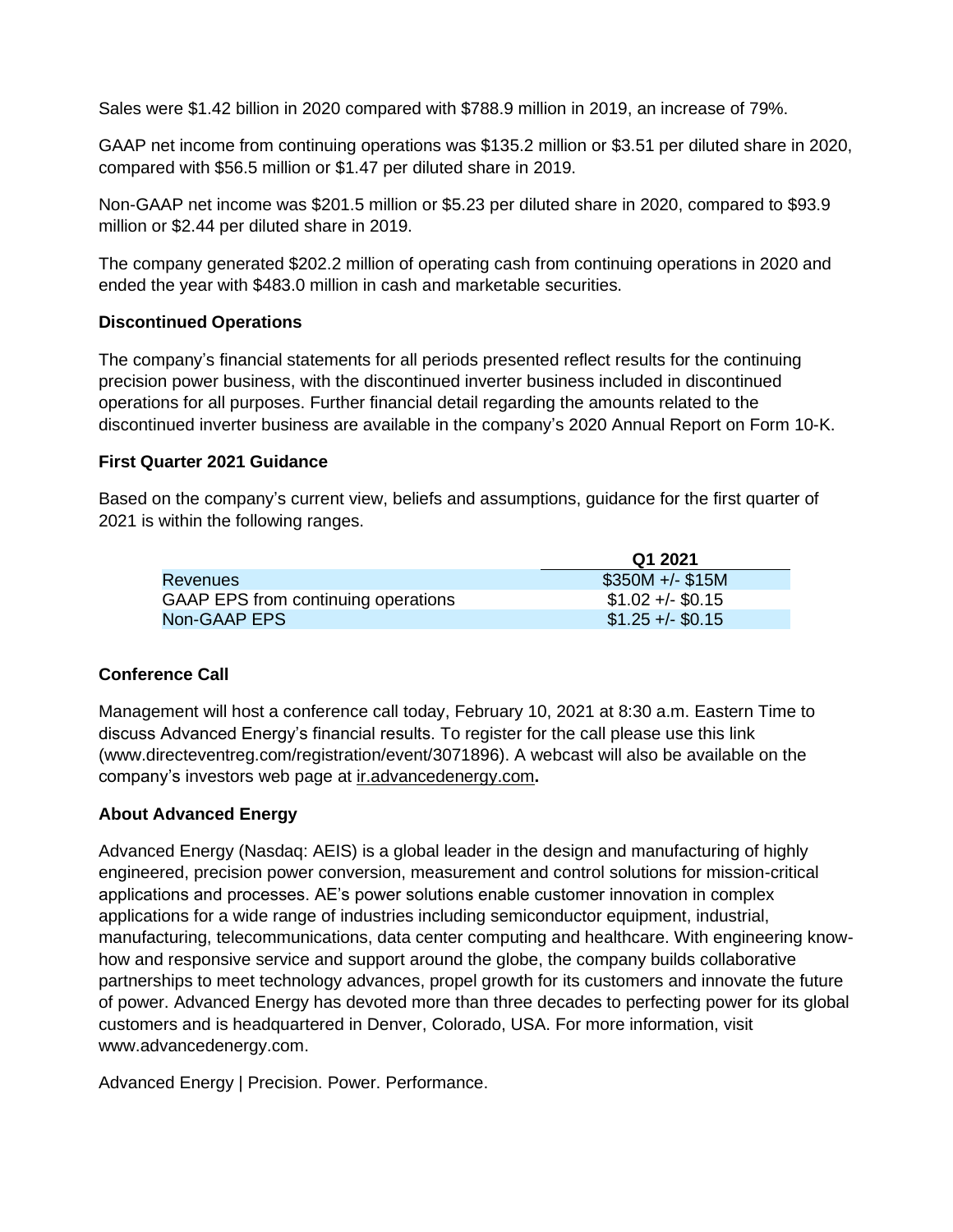Sales were $1.42 billion in 2020 compared with $788.9 million in 2019, an increase of 79%.

GAAP net income from continuing operations was $135.2 million or $3.51 per diluted share in 2020, compared with $56.5 million or $1.47 per diluted share in 2019.

Non-GAAP net income was $201.5 million or $5.23 per diluted share in 2020, compared to $93.9 million or $2.44 per diluted share in 2019.

The company generated $202.2 million of operating cash from continuing operations in 2020 and ended the year with $483.0 million in cash and marketable securities.

**Discontinued Operations**

The company's financial statements for all periods presented reflect results for the continuing precision power business, with the discontinued inverter business included in discontinued operations for all purposes. Further financial detail regarding the amounts related to the discontinued inverter business are available in the company's 2020 Annual Report on Form 10-K.

**First Quarter 2021 Guidance**

Based on the company's current view, beliefs and assumptions, guidance for the first quarter of 2021 is within the following ranges.

| | Q1 2021 |
|---|---|
| Revenues | $350M +/- $15M |
| GAAP EPS from continuing operations | $1.02 +/- $0.15 |
| Non-GAAP EPS | $1.25 +/- $0.15 |

**Conference Call**

Management will host a conference call today, February 10, 2021 at 8:30 a.m. Eastern Time to discuss Advanced Energy's financial results. To register for the call please use this link (www.directeventreg.com/registration/event/3071896). A webcast will also be available on the company's investors web page at ir.advancedenergy.com**.**

**About Advanced Energy**

Advanced Energy (Nasdaq: AEIS) is a global leader in the design and manufacturing of highly engineered, precision power conversion, measurement and control solutions for mission-critical applications and processes. AE's power solutions enable customer innovation in complex applications for a wide range of industries including semiconductor equipment, industrial, manufacturing, telecommunications, data center computing and healthcare. With engineering know-how and responsive service and support around the globe, the company builds collaborative partnerships to meet technology advances, propel growth for its customers and innovate the future of power. Advanced Energy has devoted more than three decades to perfecting power for its global customers and is headquartered in Denver, Colorado, USA. For more information, visit www.advancedenergy.com.

Advanced Energy | Precision. Power. Performance.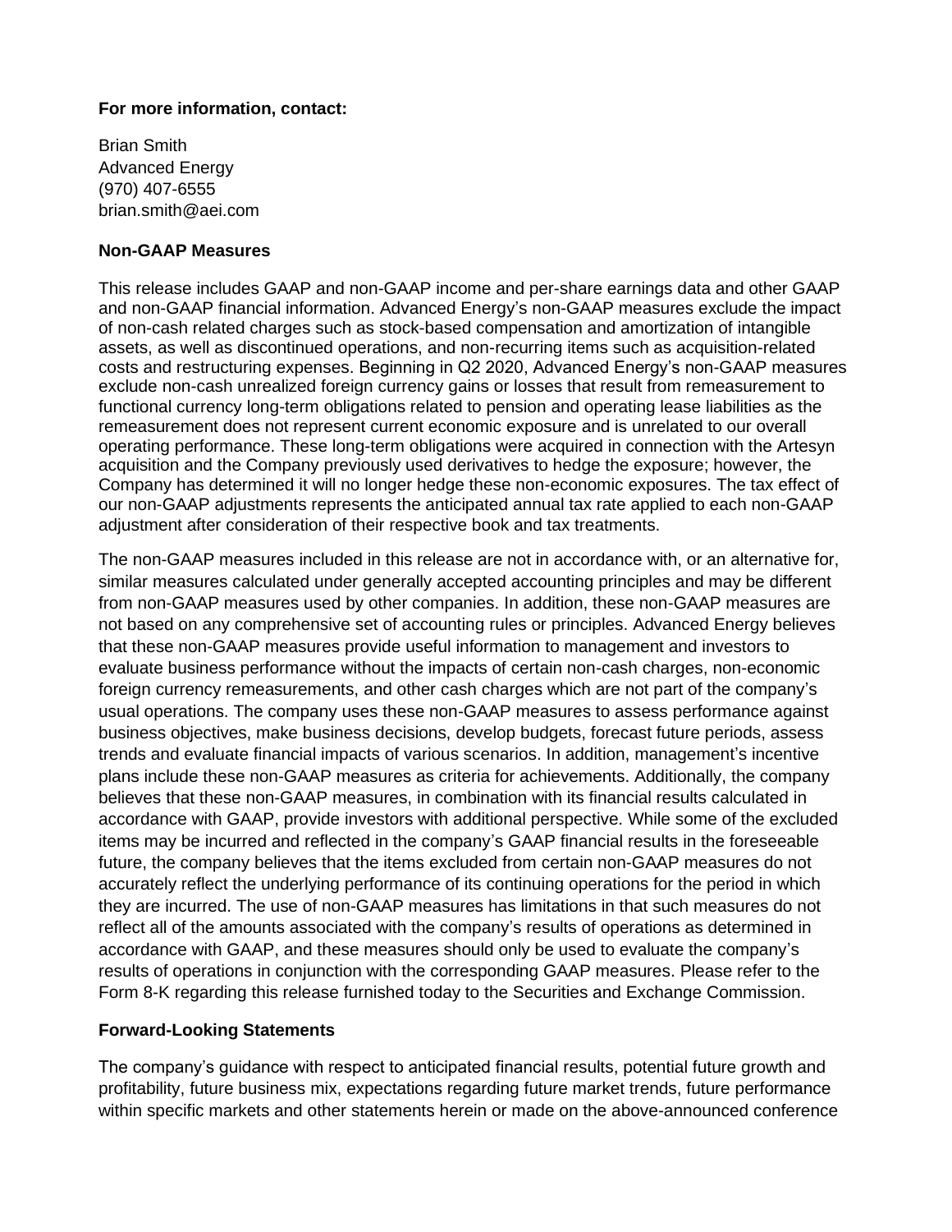**For more information, contact:**

Brian Smith
Advanced Energy
(970) 407-6555
brian.smith@aei.com

**Non-GAAP Measures**

This release includes GAAP and non-GAAP income and per-share earnings data and other GAAP and non-GAAP financial information. Advanced Energy's non-GAAP measures exclude the impact of non-cash related charges such as stock-based compensation and amortization of intangible assets, as well as discontinued operations, and non-recurring items such as acquisition-related costs and restructuring expenses. Beginning in Q2 2020, Advanced Energy's non-GAAP measures exclude non-cash unrealized foreign currency gains or losses that result from remeasurement to functional currency long-term obligations related to pension and operating lease liabilities as the remeasurement does not represent current economic exposure and is unrelated to our overall operating performance. These long-term obligations were acquired in connection with the Artesyn acquisition and the Company previously used derivatives to hedge the exposure; however, the Company has determined it will no longer hedge these non-economic exposures. The tax effect of our non-GAAP adjustments represents the anticipated annual tax rate applied to each non-GAAP adjustment after consideration of their respective book and tax treatments.

The non-GAAP measures included in this release are not in accordance with, or an alternative for, similar measures calculated under generally accepted accounting principles and may be different from non-GAAP measures used by other companies. In addition, these non-GAAP measures are not based on any comprehensive set of accounting rules or principles. Advanced Energy believes that these non-GAAP measures provide useful information to management and investors to evaluate business performance without the impacts of certain non-cash charges, non-economic foreign currency remeasurements, and other cash charges which are not part of the company's usual operations. The company uses these non-GAAP measures to assess performance against business objectives, make business decisions, develop budgets, forecast future periods, assess trends and evaluate financial impacts of various scenarios. In addition, management's incentive plans include these non-GAAP measures as criteria for achievements. Additionally, the company believes that these non-GAAP measures, in combination with its financial results calculated in accordance with GAAP, provide investors with additional perspective. While some of the excluded items may be incurred and reflected in the company's GAAP financial results in the foreseeable future, the company believes that the items excluded from certain non-GAAP measures do not accurately reflect the underlying performance of its continuing operations for the period in which they are incurred. The use of non-GAAP measures has limitations in that such measures do not reflect all of the amounts associated with the company's results of operations as determined in accordance with GAAP, and these measures should only be used to evaluate the company's results of operations in conjunction with the corresponding GAAP measures. Please refer to the Form 8-K regarding this release furnished today to the Securities and Exchange Commission.

**Forward-Looking Statements**

The company's guidance with respect to anticipated financial results, potential future growth and profitability, future business mix, expectations regarding future market trends, future performance within specific markets and other statements herein or made on the above-announced conference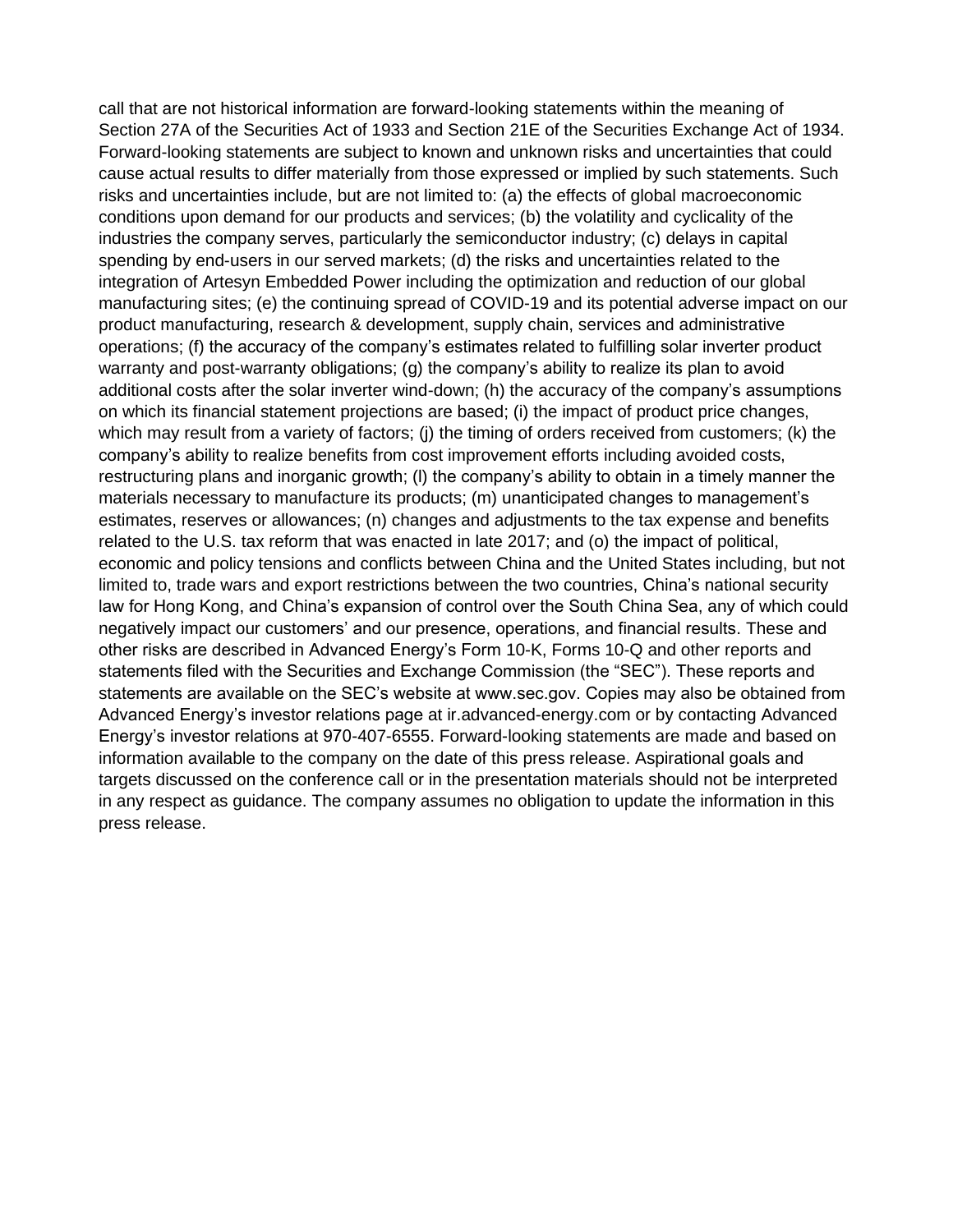call that are not historical information are forward-looking statements within the meaning of Section 27A of the Securities Act of 1933 and Section 21E of the Securities Exchange Act of 1934. Forward-looking statements are subject to known and unknown risks and uncertainties that could cause actual results to differ materially from those expressed or implied by such statements. Such risks and uncertainties include, but are not limited to: (a) the effects of global macroeconomic conditions upon demand for our products and services; (b) the volatility and cyclicality of the industries the company serves, particularly the semiconductor industry; (c) delays in capital spending by end-users in our served markets; (d) the risks and uncertainties related to the integration of Artesyn Embedded Power including the optimization and reduction of our global manufacturing sites; (e) the continuing spread of COVID-19 and its potential adverse impact on our product manufacturing, research & development, supply chain, services and administrative operations; (f) the accuracy of the company's estimates related to fulfilling solar inverter product warranty and post-warranty obligations; (g) the company's ability to realize its plan to avoid additional costs after the solar inverter wind-down; (h) the accuracy of the company's assumptions on which its financial statement projections are based; (i) the impact of product price changes, which may result from a variety of factors; (j) the timing of orders received from customers; (k) the company's ability to realize benefits from cost improvement efforts including avoided costs, restructuring plans and inorganic growth; (l) the company's ability to obtain in a timely manner the materials necessary to manufacture its products; (m) unanticipated changes to management's estimates, reserves or allowances; (n) changes and adjustments to the tax expense and benefits related to the U.S. tax reform that was enacted in late 2017; and (o) the impact of political, economic and policy tensions and conflicts between China and the United States including, but not limited to, trade wars and export restrictions between the two countries, China's national security law for Hong Kong, and China's expansion of control over the South China Sea, any of which could negatively impact our customers' and our presence, operations, and financial results. These and other risks are described in Advanced Energy's Form 10-K, Forms 10-Q and other reports and statements filed with the Securities and Exchange Commission (the "SEC"). These reports and statements are available on the SEC's website at www.sec.gov. Copies may also be obtained from Advanced Energy's investor relations page at ir.advanced-energy.com or by contacting Advanced Energy's investor relations at 970-407-6555. Forward-looking statements are made and based on information available to the company on the date of this press release. Aspirational goals and targets discussed on the conference call or in the presentation materials should not be interpreted in any respect as guidance. The company assumes no obligation to update the information in this press release.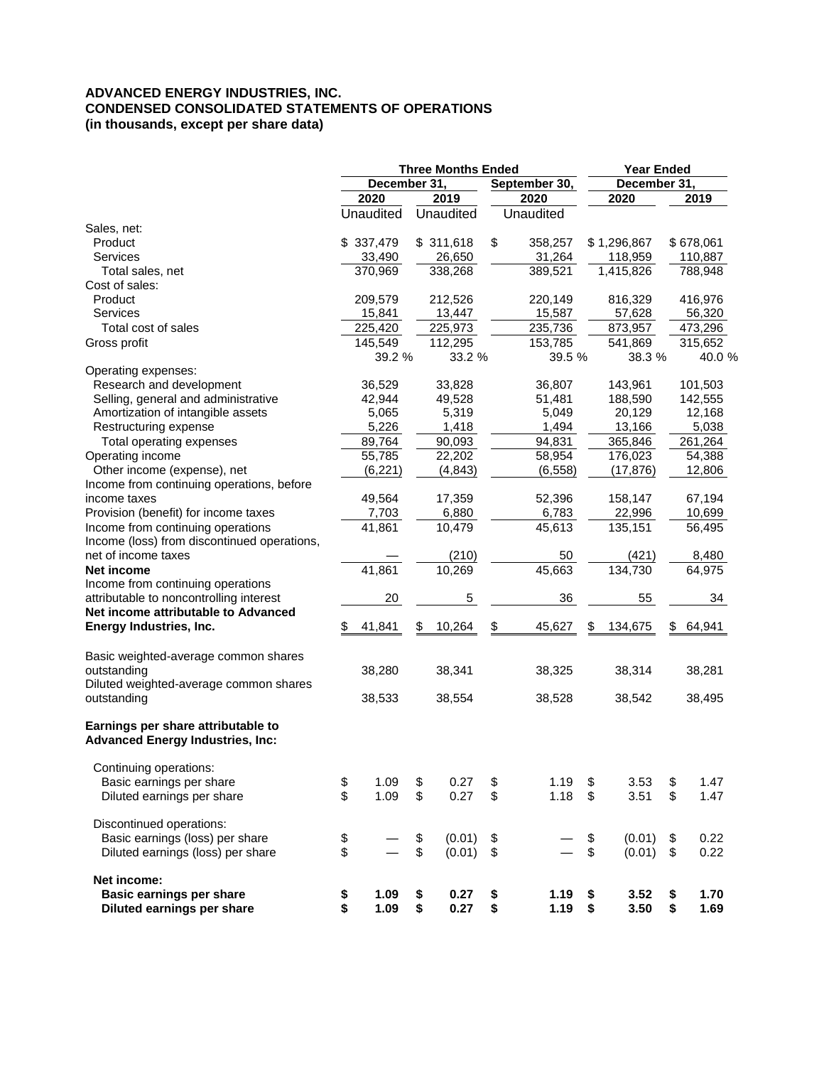**ADVANCED ENERGY INDUSTRIES, INC.**
**CONDENSED CONSOLIDATED STATEMENTS OF OPERATIONS**
**(in thousands, except per share data)**

| | Three Months Ended | | | Year Ended | |
|---|---|---|---|---|---|
| | December 31, | | September 30, | December 31, | |
| | 2020 | 2019 | 2020 | 2020 | 2019 |
| | Unaudited | Unaudited | Unaudited | | |
| Sales, net: | | | | | |
| Product | $ 337,479 | $ 311,618 | $ 358,257 | $ 1,296,867 | $ 678,061 |
| Services | 33,490 | 26,650 | 31,264 | 118,959 | 110,887 |
| Total sales, net | 370,969 | 338,268 | 389,521 | 1,415,826 | 788,948 |
| Cost of sales: | | | | | |
| Product | 209,579 | 212,526 | 220,149 | 816,329 | 416,976 |
| Services | 15,841 | 13,447 | 15,587 | 57,628 | 56,320 |
| Total cost of sales | 225,420 | 225,973 | 235,736 | 873,957 | 473,296 |
| Gross profit | 145,549 | 112,295 | 153,785 | 541,869 | 315,652 |
| | 39.2 % | 33.2 % | 39.5 % | 38.3 % | 40.0 % |
| Operating expenses: | | | | | |
| Research and development | 36,529 | 33,828 | 36,807 | 143,961 | 101,503 |
| Selling, general and administrative | 42,944 | 49,528 | 51,481 | 188,590 | 142,555 |
| Amortization of intangible assets | 5,065 | 5,319 | 5,049 | 20,129 | 12,168 |
| Restructuring expense | 5,226 | 1,418 | 1,494 | 13,166 | 5,038 |
| Total operating expenses | 89,764 | 90,093 | 94,831 | 365,846 | 261,264 |
| Operating income | 55,785 | 22,202 | 58,954 | 176,023 | 54,388 |
| Other income (expense), net | (6,221) | (4,843) | (6,558) | (17,876) | 12,806 |
| Income from continuing operations, before income taxes | 49,564 | 17,359 | 52,396 | 158,147 | 67,194 |
| Provision (benefit) for income taxes | 7,703 | 6,880 | 6,783 | 22,996 | 10,699 |
| Income from continuing operations | 41,861 | 10,479 | 45,613 | 135,151 | 56,495 |
| Income (loss) from discontinued operations, net of income taxes | — | (210) | 50 | (421) | 8,480 |
| **Net income** | 41,861 | 10,269 | 45,663 | 134,730 | 64,975 |
| Income from continuing operations attributable to noncontrolling interest | 20 | 5 | 36 | 55 | 34 |
| **Net income attributable to Advanced Energy Industries, Inc.** | $ 41,841 | $ 10,264 | $ 45,627 | $ 134,675 | $ 64,941 |
| | | | | | |
| Basic weighted-average common shares outstanding | 38,280 | 38,341 | 38,325 | 38,314 | 38,281 |
| Diluted weighted-average common shares outstanding | 38,533 | 38,554 | 38,528 | 38,542 | 38,495 |
| | | | | | |
| **Earnings per share attributable to Advanced Energy Industries, Inc:** | | | | | |
| Continuing operations: | | | | | |
| Basic earnings per share | $ 1.09 | $ 0.27 | $ 1.19 | $ 3.53 | $ 1.47 |
| Diluted earnings per share | $ 1.09 | $ 0.27 | $ 1.18 | $ 3.51 | $ 1.47 |
| Discontinued operations: | | | | | |
| Basic earnings (loss) per share | $ — | $ (0.01) | $ — | $ (0.01) | $ 0.22 |
| Diluted earnings (loss) per share | $ — | $ (0.01) | $ — | $ (0.01) | $ 0.22 |
| **Net income:** | | | | | |
| **Basic earnings per share** | **$ 1.09** | **$ 0.27** | **$ 1.19** | **$ 3.52** | **$ 1.70** |
| **Diluted earnings per share** | **$ 1.09** | **$ 0.27** | **$ 1.19** | **$ 3.50** | **$ 1.69** |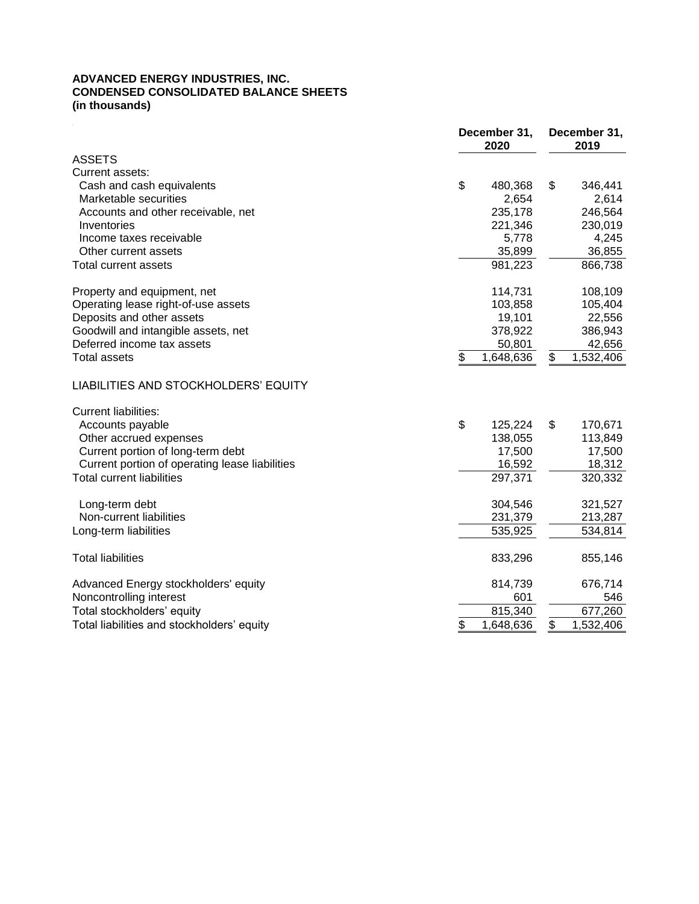**ADVANCED ENERGY INDUSTRIES, INC.**
**CONDENSED CONSOLIDATED BALANCE SHEETS**
**(in thousands)**

| | December 31, 2020 | December 31, 2019 |
|---|---|---|
| ASSETS | | |
| Current assets: | | |
| Cash and cash equivalents | $ 480,368 | $ 346,441 |
| Marketable securities | 2,654 | 2,614 |
| Accounts and other receivable, net | 235,178 | 246,564 |
| Inventories | 221,346 | 230,019 |
| Income taxes receivable | 5,778 | 4,245 |
| Other current assets | 35,899 | 36,855 |
| Total current assets | 981,223 | 866,738 |
| | | |
| Property and equipment, net | 114,731 | 108,109 |
| Operating lease right-of-use assets | 103,858 | 105,404 |
| Deposits and other assets | 19,101 | 22,556 |
| Goodwill and intangible assets, net | 378,922 | 386,943 |
| Deferred income tax assets | 50,801 | 42,656 |
| Total assets | $ 1,648,636 | $ 1,532,406 |
| | | |
| LIABILITIES AND STOCKHOLDERS' EQUITY | | |
| | | |
| Current liabilities: | | |
| Accounts payable | $ 125,224 | $ 170,671 |
| Other accrued expenses | 138,055 | 113,849 |
| Current portion of long-term debt | 17,500 | 17,500 |
| Current portion of operating lease liabilities | 16,592 | 18,312 |
| Total current liabilities | 297,371 | 320,332 |
| | | |
| Long-term debt | 304,546 | 321,527 |
| Non-current liabilities | 231,379 | 213,287 |
| Long-term liabilities | 535,925 | 534,814 |
| | | |
| Total liabilities | 833,296 | 855,146 |
| | | |
| Advanced Energy stockholders' equity | 814,739 | 676,714 |
| Noncontrolling interest | 601 | 546 |
| Total stockholders' equity | 815,340 | 677,260 |
| Total liabilities and stockholders' equity | $ 1,648,636 | $ 1,532,406 |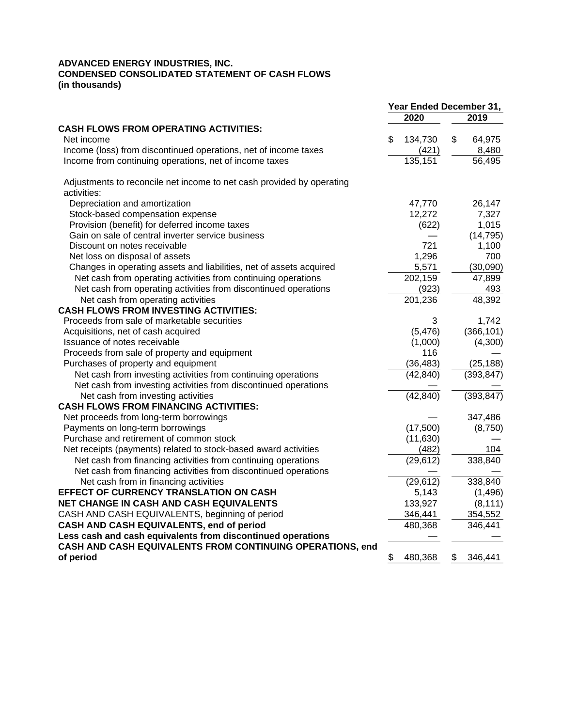**ADVANCED ENERGY INDUSTRIES, INC.**
**CONDENSED CONSOLIDATED STATEMENT OF CASH FLOWS**
**(in thousands)**

| | Year Ended December 31, | |
|---|---|---|
| | 2020 | 2019 |
| **CASH FLOWS FROM OPERATING ACTIVITIES:** | | |
| Net income | $ 134,730 | $ 64,975 |
| Income (loss) from discontinued operations, net of income taxes | (421) | 8,480 |
| Income from continuing operations, net of income taxes | 135,151 | 56,495 |
| Adjustments to reconcile net income to net cash provided by operating activities: | | |
| Depreciation and amortization | 47,770 | 26,147 |
| Stock-based compensation expense | 12,272 | 7,327 |
| Provision (benefit) for deferred income taxes | (622) | 1,015 |
| Gain on sale of central inverter service business | — | (14,795) |
| Discount on notes receivable | 721 | 1,100 |
| Net loss on disposal of assets | 1,296 | 700 |
| Changes in operating assets and liabilities, net of assets acquired | 5,571 | (30,090) |
| Net cash from operating activities from continuing operations | 202,159 | 47,899 |
| Net cash from operating activities from discontinued operations | (923) | 493 |
| Net cash from operating activities | 201,236 | 48,392 |
| **CASH FLOWS FROM INVESTING ACTIVITIES:** | | |
| Proceeds from sale of marketable securities | 3 | 1,742 |
| Acquisitions, net of cash acquired | (5,476) | (366,101) |
| Issuance of notes receivable | (1,000) | (4,300) |
| Proceeds from sale of property and equipment | 116 | — |
| Purchases of property and equipment | (36,483) | (25,188) |
| Net cash from investing activities from continuing operations | (42,840) | (393,847) |
| Net cash from investing activities from discontinued operations | — | — |
| Net cash from investing activities | (42,840) | (393,847) |
| **CASH FLOWS FROM FINANCING ACTIVITIES:** | | |
| Net proceeds from long-term borrowings | — | 347,486 |
| Payments on long-term borrowings | (17,500) | (8,750) |
| Purchase and retirement of common stock | (11,630) | — |
| Net receipts (payments) related to stock-based award activities | (482) | 104 |
| Net cash from financing activities from continuing operations | (29,612) | 338,840 |
| Net cash from financing activities from discontinued operations | — | — |
| Net cash from in financing activities | (29,612) | 338,840 |
| **EFFECT OF CURRENCY TRANSLATION ON CASH** | 5,143 | (1,496) |
| **NET CHANGE IN CASH AND CASH EQUIVALENTS** | 133,927 | (8,111) |
| CASH AND CASH EQUIVALENTS, beginning of period | 346,441 | 354,552 |
| **CASH AND CASH EQUIVALENTS, end of period** | 480,368 | 346,441 |
| **Less cash and cash equivalents from discontinued operations** | — | — |
| **CASH AND CASH EQUIVALENTS FROM CONTINUING OPERATIONS, end of period** | $ 480,368 | $ 346,441 |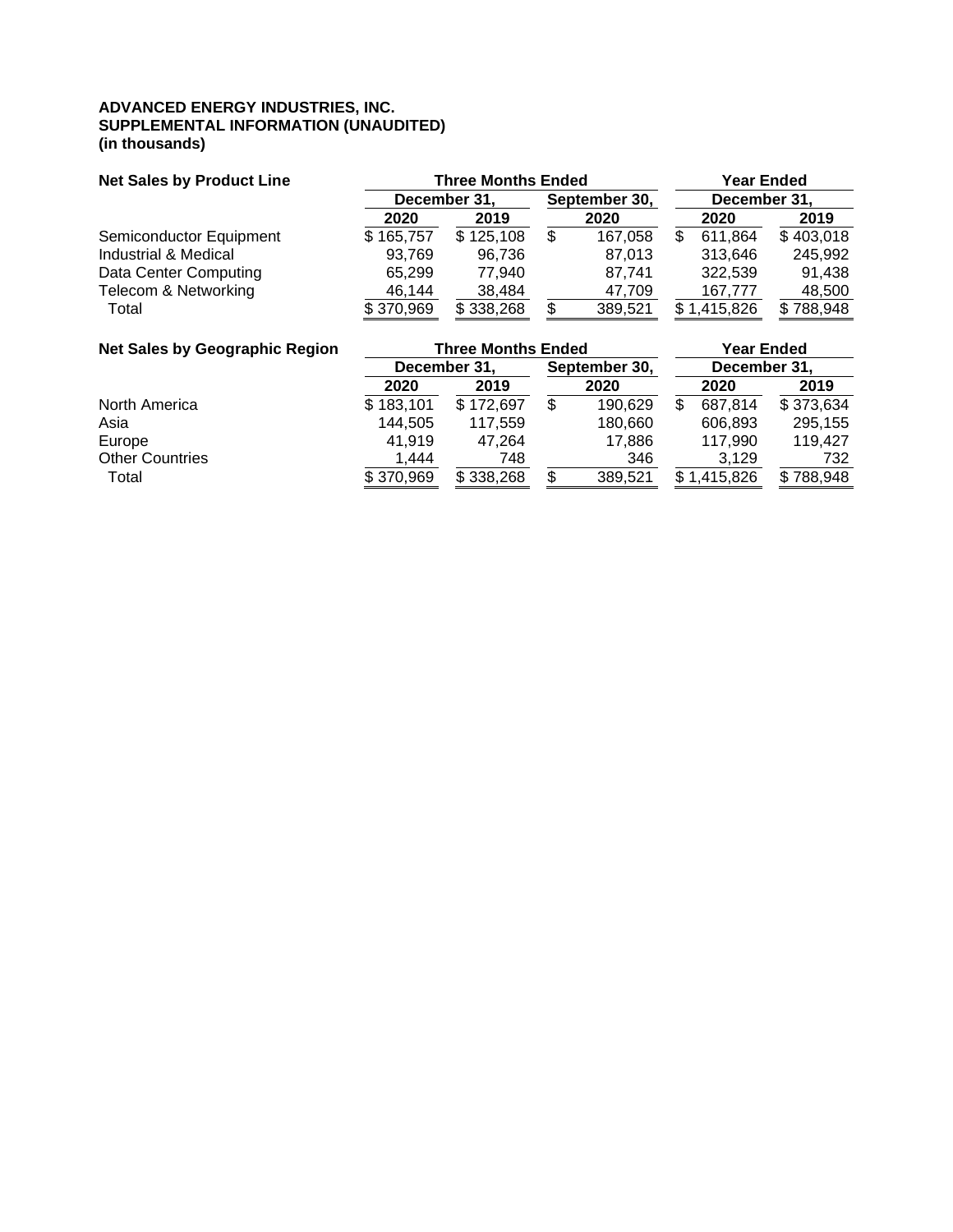**ADVANCED ENERGY INDUSTRIES, INC.**
**SUPPLEMENTAL INFORMATION (UNAUDITED)**
**(in thousands)**

| **Net Sales by Product Line** | **Three Months Ended** | | | **Year Ended** | |
|---|---|---|---|---|---|
| | **December 31,** | | **September 30,** | **December 31,** | |
| | **2020** | **2019** | **2020** | **2020** | **2019** |
| Semiconductor Equipment | $ 165,757 | $ 125,108 | $ 167,058 | $ 611,864 | $ 403,018 |
| Industrial & Medical | 93,769 | 96,736 | 87,013 | 313,646 | 245,992 |
| Data Center Computing | 65,299 | 77,940 | 87,741 | 322,539 | 91,438 |
| Telecom & Networking | 46,144 | 38,484 | 47,709 | 167,777 | 48,500 |
| Total | $ 370,969 | $ 338,268 | $ 389,521 | $ 1,415,826 | $ 788,948 |

| **Net Sales by Geographic Region** | **Three Months Ended** | | | **Year Ended** | |
|---|---|---|---|---|---|
| | **December 31,** | | **September 30,** | **December 31,** | |
| | **2020** | **2019** | **2020** | **2020** | **2019** |
| North America | $ 183,101 | $ 172,697 | $ 190,629 | $ 687,814 | $ 373,634 |
| Asia | 144,505 | 117,559 | 180,660 | 606,893 | 295,155 |
| Europe | 41,919 | 47,264 | 17,886 | 117,990 | 119,427 |
| Other Countries | 1,444 | 748 | 346 | 3,129 | 732 |
| Total | $ 370,969 | $ 338,268 | $ 389,521 | $ 1,415,826 | $ 788,948 |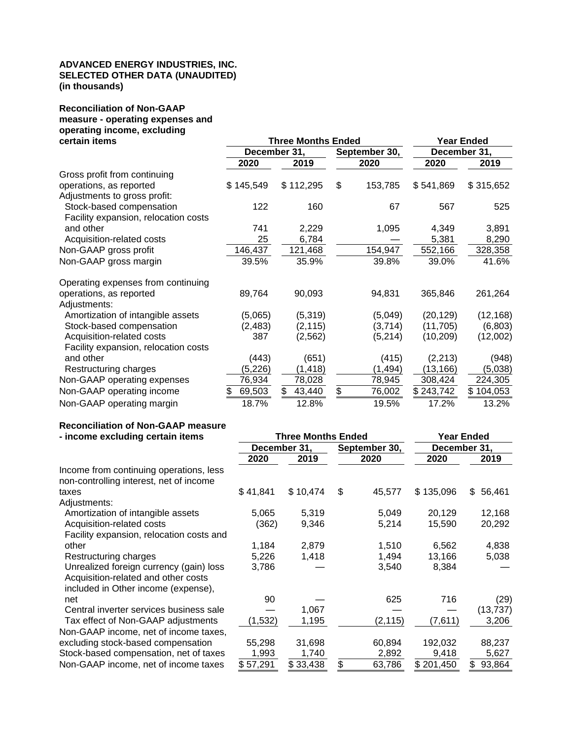**ADVANCED ENERGY INDUSTRIES, INC.**
**SELECTED OTHER DATA (UNAUDITED)**
**(in thousands)**

| **Reconciliation of Non-GAAP measure - operating expenses and operating income, excluding certain items** | **Three Months Ended** | | | **Year Ended** | |
|---|---|---|---|---|---|
| | **December 31,** | | **September 30,** | **December 31,** | |
| | **2020** | **2019** | **2020** | **2020** | **2019** |
| Gross profit from continuing operations, as reported | $ 145,549 | $ 112,295 | $ 153,785 | $ 541,869 | $ 315,652 |
| Adjustments to gross profit: | | | | | |
| Stock-based compensation | 122 | 160 | 67 | 567 | 525 |
| Facility expansion, relocation costs and other | 741 | 2,229 | 1,095 | 4,349 | 3,891 |
| Acquisition-related costs | 25 | 6,784 | — | 5,381 | 8,290 |
| Non-GAAP gross profit | 146,437 | 121,468 | 154,947 | 552,166 | 328,358 |
| Non-GAAP gross margin | 39.5% | 35.9% | 39.8% | 39.0% | 41.6% |
| | | | | | |
| Operating expenses from continuing operations, as reported | 89,764 | 90,093 | 94,831 | 365,846 | 261,264 |
| Adjustments: | | | | | |
| Amortization of intangible assets | (5,065) | (5,319) | (5,049) | (20,129) | (12,168) |
| Stock-based compensation | (2,483) | (2,115) | (3,714) | (11,705) | (6,803) |
| Acquisition-related costs | 387 | (2,562) | (5,214) | (10,209) | (12,002) |
| Facility expansion, relocation costs and other | (443) | (651) | (415) | (2,213) | (948) |
| Restructuring charges | (5,226) | (1,418) | (1,494) | (13,166) | (5,038) |
| Non-GAAP operating expenses | 76,934 | 78,028 | 78,945 | 308,424 | 224,305 |
| Non-GAAP operating income | $ 69,503 | $ 43,440 | $ 76,002 | $ 243,742 | $ 104,053 |
| Non-GAAP operating margin | 18.7% | 12.8% | 19.5% | 17.2% | 13.2% |

| **Reconciliation of Non-GAAP measure - income excluding certain items** | **Three Months Ended** | | | **Year Ended** | |
|---|---|---|---|---|---|
| | **December 31,** | | **September 30,** | **December 31,** | |
| | **2020** | **2019** | **2020** | **2020** | **2019** |
| Income from continuing operations, less non-controlling interest, net of income taxes | $ 41,841 | $ 10,474 | $ 45,577 | $ 135,096 | $ 56,461 |
| Adjustments: | | | | | |
| Amortization of intangible assets | 5,065 | 5,319 | 5,049 | 20,129 | 12,168 |
| Acquisition-related costs | (362) | 9,346 | 5,214 | 15,590 | 20,292 |
| Facility expansion, relocation costs and other | 1,184 | 2,879 | 1,510 | 6,562 | 4,838 |
| Restructuring charges | 5,226 | 1,418 | 1,494 | 13,166 | 5,038 |
| Unrealized foreign currency (gain) loss | 3,786 | — | 3,540 | 8,384 | — |
| Acquisition-related and other costs included in Other income (expense), net | 90 | — | 625 | 716 | (29) |
| Central inverter services business sale | — | 1,067 | — | — | (13,737) |
| Tax effect of Non-GAAP adjustments | (1,532) | 1,195 | (2,115) | (7,611) | 3,206 |
| Non-GAAP income, net of income taxes, excluding stock-based compensation | 55,298 | 31,698 | 60,894 | 192,032 | 88,237 |
| Stock-based compensation, net of taxes | 1,993 | 1,740 | 2,892 | 9,418 | 5,627 |
| Non-GAAP income, net of income taxes | $ 57,291 | $ 33,438 | $ 63,786 | $ 201,450 | $ 93,864 |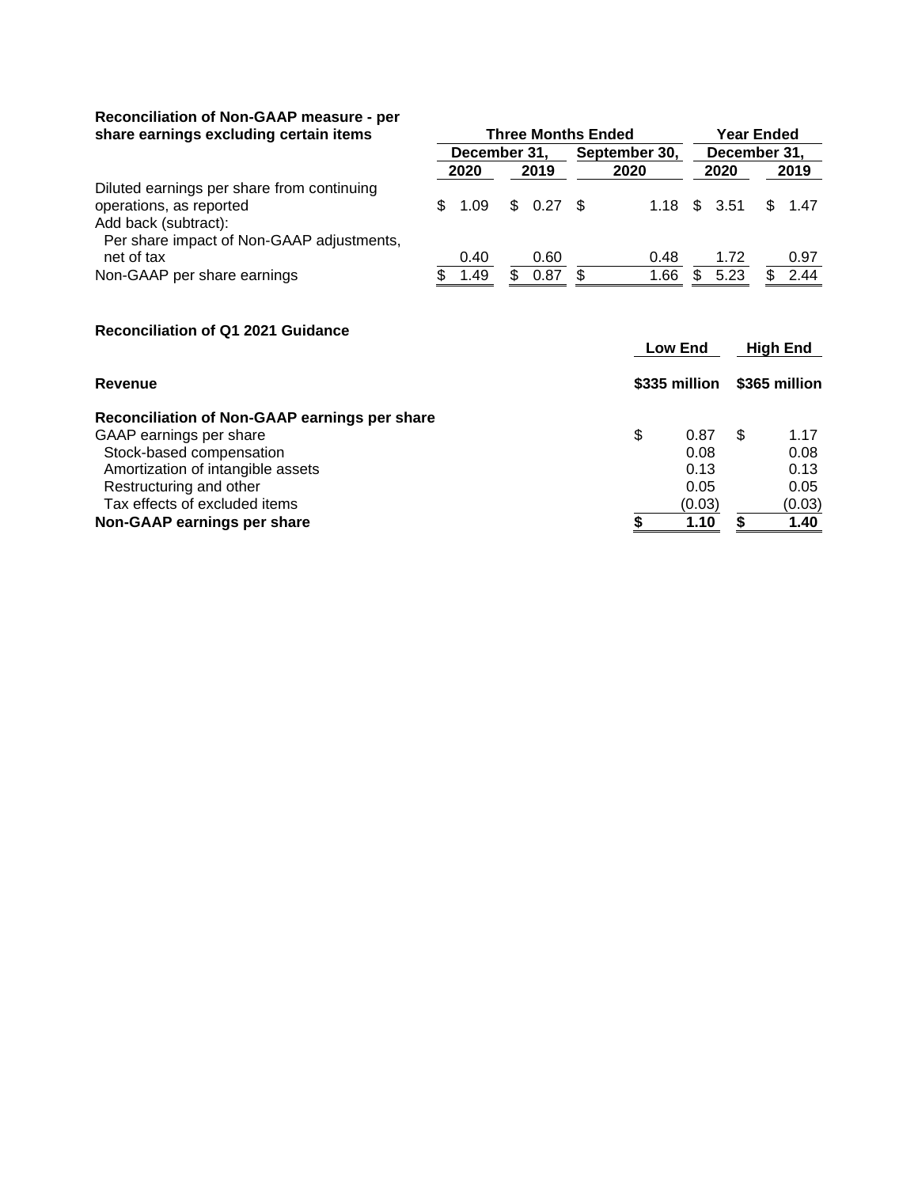## Reconciliation of Non-GAAP measure - per share earnings excluding certain items

| | Three Months Ended | | | Year Ended | |
|---|---|---|---|---|---|
| | December 31, | | September 30, | December 31, | |
| | 2020 | 2019 | 2020 | 2020 | 2019 |
| Diluted earnings per share from continuing operations, as reported | $ 1.09 | $ 0.27 | $ 1.18 | $ 3.51 | $ 1.47 |
| Add back (subtract): | | | | | |
| Per share impact of Non-GAAP adjustments, net of tax | 0.40 | 0.60 | 0.48 | 1.72 | 0.97 |
| Non-GAAP per share earnings | $ 1.49 | $ 0.87 | $ 1.66 | $ 5.23 | $ 2.44 |

## Reconciliation of Q1 2021 Guidance

| | Low End | High End |
|---|---|---|
| **Revenue** | **$335 million** | **$365 million** |
| **Reconciliation of Non-GAAP earnings per share** | | |
| GAAP earnings per share | $ 0.87 | $ 1.17 |
| Stock-based compensation | 0.08 | 0.08 |
| Amortization of intangible assets | 0.13 | 0.13 |
| Restructuring and other | 0.05 | 0.05 |
| Tax effects of excluded items | (0.03) | (0.03) |
| **Non-GAAP earnings per share** | **$ 1.10** | **$ 1.40** |